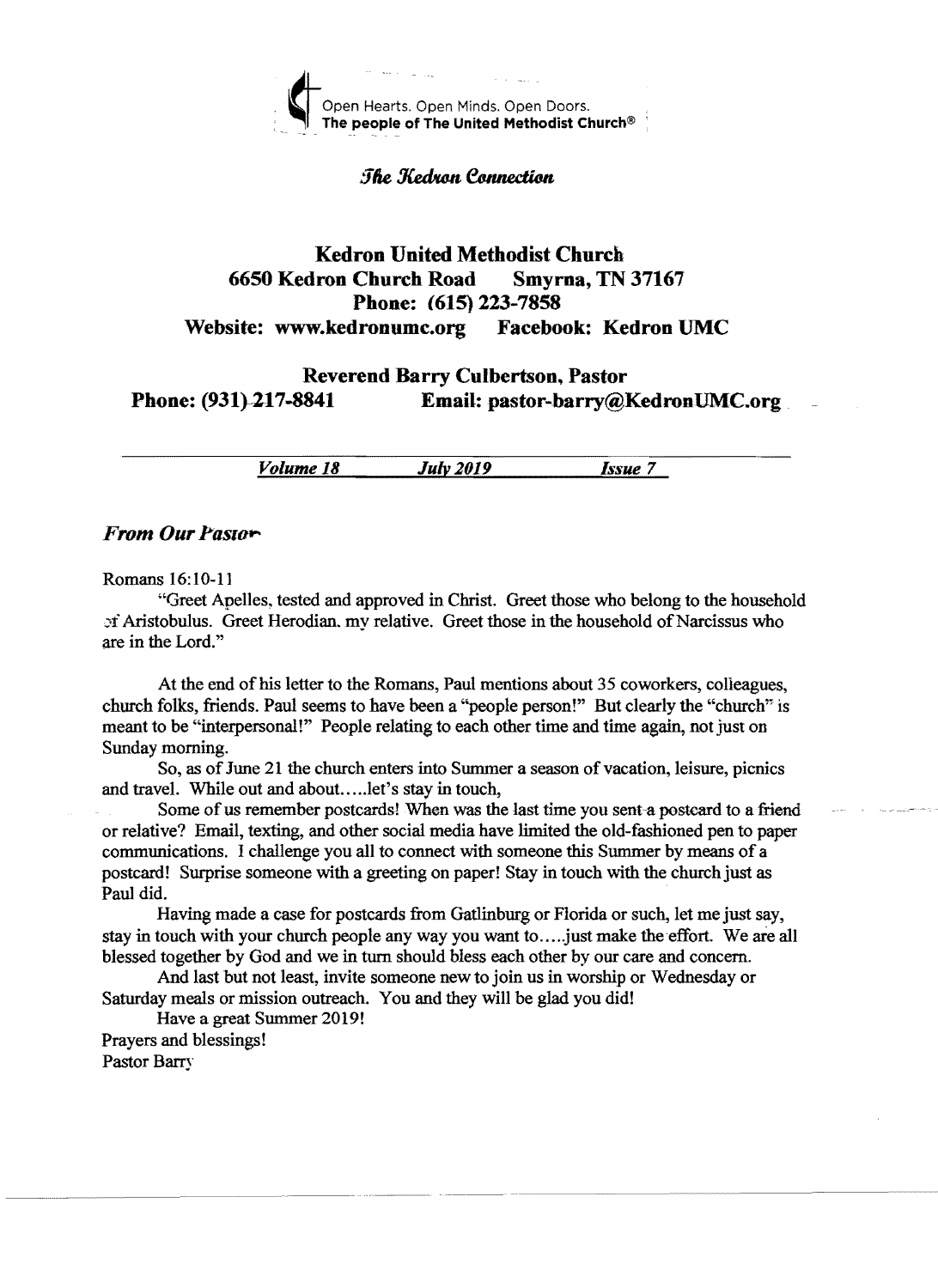Open Hearts. Open Minds. Open Doors.
**The people of The United Methodist Church®**

*The Kedron Connection*

# Kedron United Methodist Church

**6650 Kedron Church Road    Smyrna, TN 37167**
**Phone: (615) 223-7858**
**Website: www.kedronumc.org    Facebook: Kedron UMC**

**Reverend Barry Culbertson, Pastor**
**Phone: (931) 217-8841    Email: pastor-barry@KedronUMC.org**

***Volume 18    July 2019    Issue 7***

## *From Our Pastor*

Romans 16:10-11

"Greet Apelles, tested and approved in Christ. Greet those who belong to the household of Aristobulus. Greet Herodian, my relative. Greet those in the household of Narcissus who are in the Lord."

At the end of his letter to the Romans, Paul mentions about 35 coworkers, colleagues, church folks, friends. Paul seems to have been a "people person!" But clearly the "church" is meant to be "interpersonal!" People relating to each other time and time again, not just on Sunday morning.

So, as of June 21 the church enters into Summer a season of vacation, leisure, picnics and travel. While out and about.....let's stay in touch,

Some of us remember postcards! When was the last time you sent a postcard to a friend or relative? Email, texting, and other social media have limited the old-fashioned pen to paper communications. I challenge you all to connect with someone this Summer by means of a postcard! Surprise someone with a greeting on paper! Stay in touch with the church just as Paul did.

Having made a case for postcards from Gatlinburg or Florida or such, let me just say, stay in touch with your church people any way you want to.....just make the effort. We are all blessed together by God and we in turn should bless each other by our care and concern.

And last but not least, invite someone new to join us in worship or Wednesday or Saturday meals or mission outreach. You and they will be glad you did!

Have a great Summer 2019!

Prayers and blessings!
Pastor Barry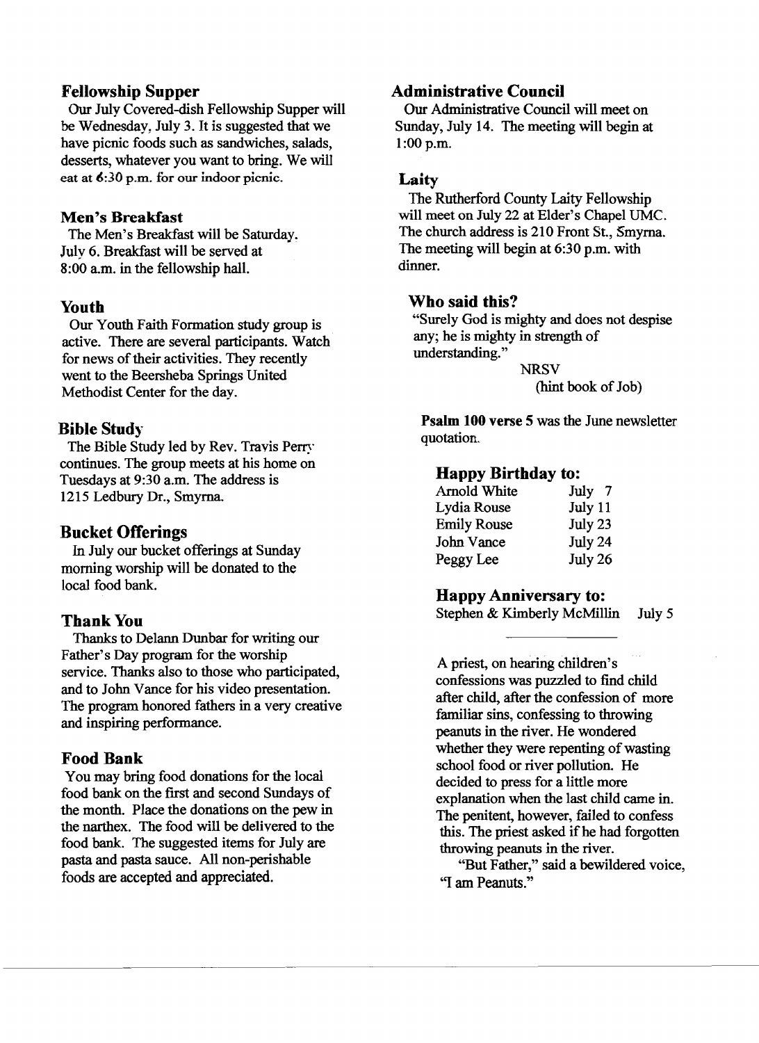## Fellowship Supper

Our July Covered-dish Fellowship Supper will be Wednesday, July 3. It is suggested that we have picnic foods such as sandwiches, salads, desserts, whatever you want to bring. We will eat at 6:30 p.m. for our indoor picnic.

## Men's Breakfast

The Men's Breakfast will be Saturday. July 6. Breakfast will be served at 8:00 a.m. in the fellowship hall.

## Youth

Our Youth Faith Formation study group is active. There are several participants. Watch for news of their activities. They recently went to the Beersheba Springs United Methodist Center for the day.

## Bible Study

The Bible Study led by Rev. Travis Perry continues. The group meets at his home on Tuesdays at 9:30 a.m. The address is 1215 Ledbury Dr., Smyrna.

## Bucket Offerings

In July our bucket offerings at Sunday morning worship will be donated to the local food bank.

## Thank You

Thanks to Delann Dunbar for writing our Father's Day program for the worship service. Thanks also to those who participated, and to John Vance for his video presentation. The program honored fathers in a very creative and inspiring performance.

## Food Bank

You may bring food donations for the local food bank on the first and second Sundays of the month. Place the donations on the pew in the narthex. The food will be delivered to the food bank. The suggested items for July are pasta and pasta sauce. All non-perishable foods are accepted and appreciated.

## Administrative Council

Our Administrative Council will meet on Sunday, July 14. The meeting will begin at 1:00 p.m.

## Laity

The Rutherford County Laity Fellowship will meet on July 22 at Elder's Chapel UMC. The church address is 210 Front St., Smyrna. The meeting will begin at 6:30 p.m. with dinner.

## Who said this?

"Surely God is mighty and does not despise any; he is mighty in strength of understanding."

NRSV
(hint book of Job)

**Psalm 100 verse 5** was the June newsletter quotation.

## Happy Birthday to:

| | |
|---|---|
| Arnold White | July 7 |
| Lydia Rouse | July 11 |
| Emily Rouse | July 23 |
| John Vance | July 24 |
| Peggy Lee | July 26 |

## Happy Anniversary to:

Stephen & Kimberly McMillin July 5

---

A priest, on hearing children's confessions was puzzled to find child after child, after the confession of more familiar sins, confessing to throwing peanuts in the river. He wondered whether they were repenting of wasting school food or river pollution. He decided to press for a little more explanation when the last child came in. The penitent, however, failed to confess this. The priest asked if he had forgotten throwing peanuts in the river.

"But Father," said a bewildered voice, "I am Peanuts."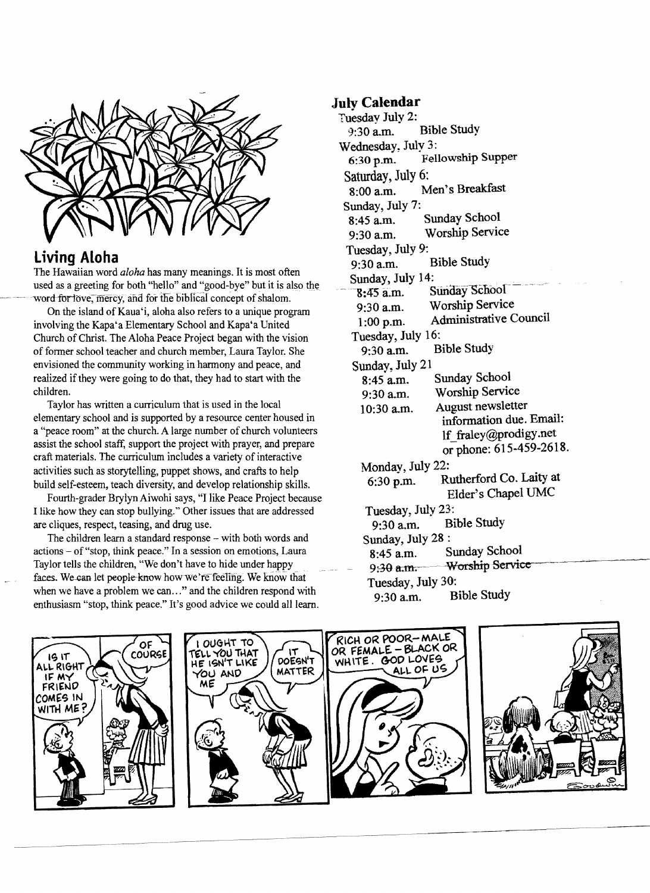## Living Aloha

The Hawaiian word *aloha* has many meanings. It is most often used as a greeting for both "hello" and "good-bye" but it is also the word for love, mercy, and for the biblical concept of shalom.

On the island of Kaua'i, aloha also refers to a unique program involving the Kapa'a Elementary School and Kapa'a United Church of Christ. The Aloha Peace Project began with the vision of former school teacher and church member, Laura Taylor. She envisioned the community working in harmony and peace, and realized if they were going to do that, they had to start with the children.

Taylor has written a curriculum that is used in the local elementary school and is supported by a resource center housed in a "peace room" at the church. A large number of church volunteers assist the school staff, support the project with prayer, and prepare craft materials. The curriculum includes a variety of interactive activities such as storytelling, puppet shows, and crafts to help build self-esteem, teach diversity, and develop relationship skills.

Fourth-grader Brylyn Aiwohi says, "I like Peace Project because I like how they can stop bullying." Other issues that are addressed are cliques, respect, teasing, and drug use.

The children learn a standard response – with both words and actions – of "stop, think peace." In a session on emotions, Laura Taylor tells the children, "We don't have to hide under happy faces. We can let people know how we're feeling. We know that when we have a problem we can…" and the children respond with enthusiasm "stop, think peace." It's good advice we could all learn.

## July Calendar

**Tuesday July 2:**
- 9:30 a.m. Bible Study

**Wednesday, July 3:**
- 6:30 p.m. Fellowship Supper

**Saturday, July 6:**
- 8:00 a.m. Men's Breakfast

**Sunday, July 7:**
- 8:45 a.m. Sunday School
- 9:30 a.m. Worship Service

**Tuesday, July 9:**
- 9:30 a.m. Bible Study

**Sunday, July 14:**
- 8:45 a.m. Sunday School
- 9:30 a.m. Worship Service
- 1:00 p.m. Administrative Council

**Tuesday, July 16:**
- 9:30 a.m. Bible Study

**Sunday, July 21**
- 8:45 a.m. Sunday School
- 9:30 a.m. Worship Service
- 10:30 a.m. August newsletter information due. Email: lf_fraley@prodigy.net or phone: 615-459-2618.

**Monday, July 22:**
- 6:30 p.m. Rutherford Co. Laity at Elder's Chapel UMC

**Tuesday, July 23:**
- 9:30 a.m. Bible Study

**Sunday, July 28 :**
- 8:45 a.m. Sunday School
- 9:30 a.m. Worship Service

**Tuesday, July 30:**
- 9:30 a.m. Bible Study

IS IT ALL RIGHT IF MY FRIEND COMES IN WITH ME? — OF COURSE

I OUGHT TO TELL YOU THAT HE ISN'T LIKE YOU AND ME — IT DOESN'T MATTER

RICH OR POOR—MALE OR FEMALE—BLACK OR WHITE. GOD LOVES ALL OF US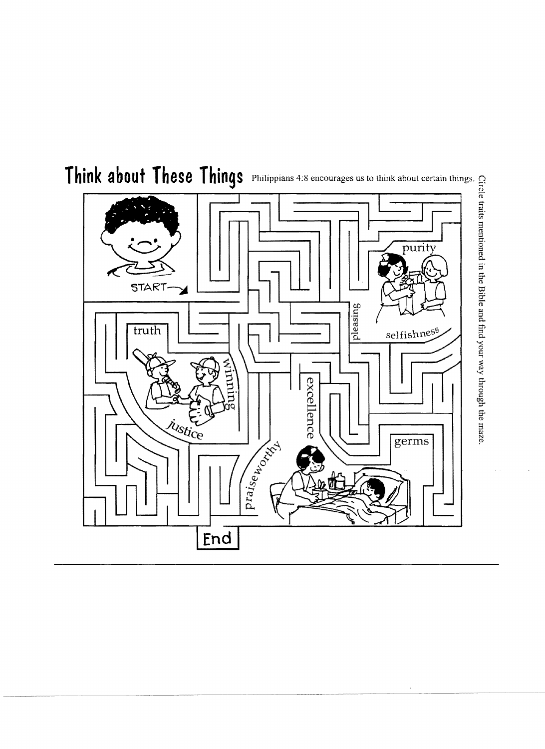# Think about These Things

Philippians 4:8 encourages us to think about certain things. Circle traits mentioned in the Bible and find your way through the maze.

START

purity

pleasing

selfishness

truth

winning

excellence

justice

germs

praiseworthy

End